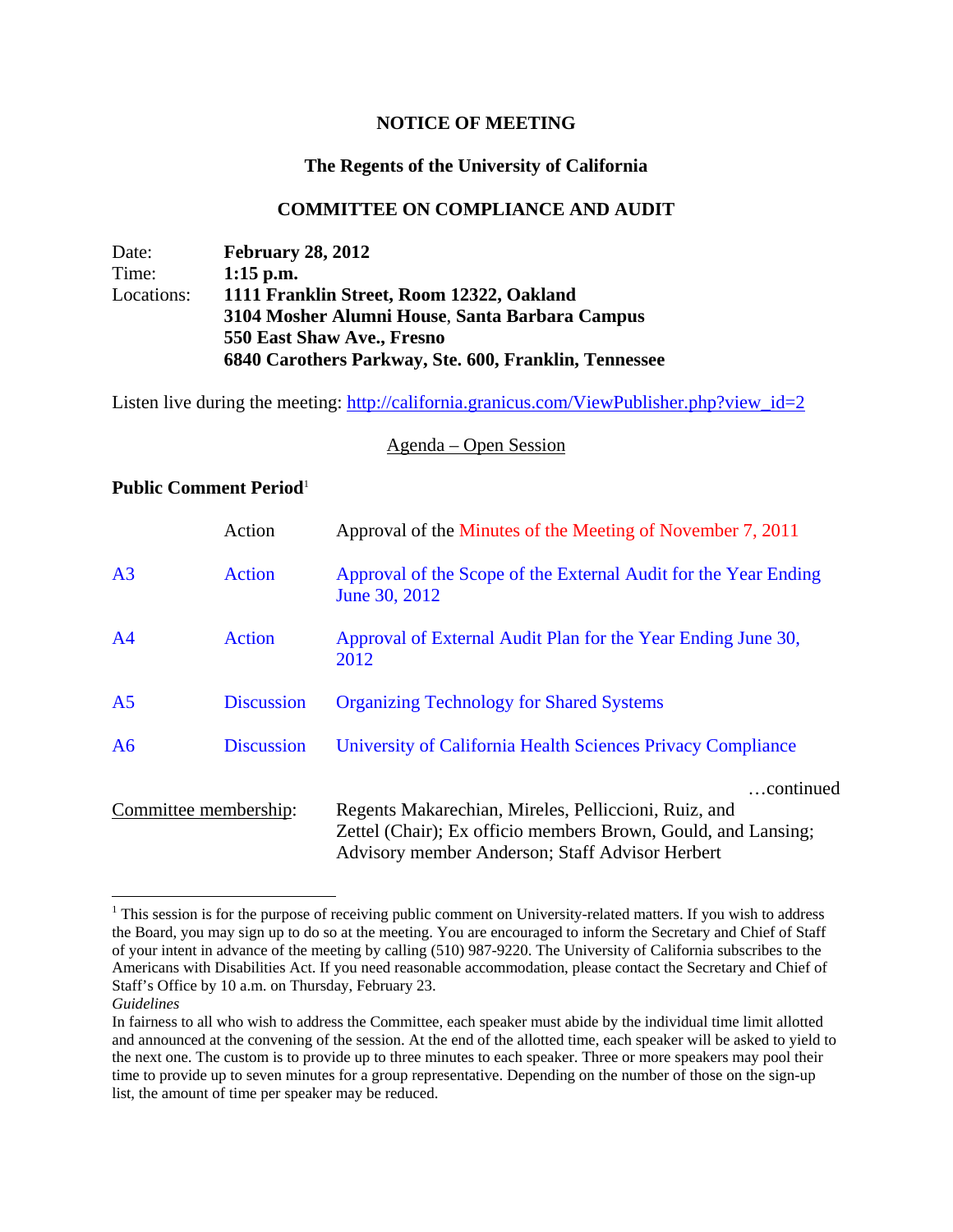**NOTICE OF MEETING**

**The Regents of the University of California**

**COMMITTEE ON COMPLIANCE AND AUDIT**

Date: **February 28, 2012**
Time: **1:15 p.m.**
Locations: **1111 Franklin Street, Room 12322, Oakland**
**3104 Mosher Alumni House**, **Santa Barbara Campus**
**550 East Shaw Ave., Fresno**
**6840 Carothers Parkway, Ste. 600, Franklin, Tennessee**

Listen live during the meeting: http://california.granicus.com/ViewPublisher.php?view_id=2

Agenda – Open Session

**Public Comment Period**[1]

| | | |
|---|---|---|
| | Action | Approval of the Minutes of the Meeting of November 7, 2011 |
| A3 | Action | Approval of the Scope of the External Audit for the Year Ending June 30, 2012 |
| A4 | Action | Approval of External Audit Plan for the Year Ending June 30, 2012 |
| A5 | Discussion | Organizing Technology for Shared Systems |
| A6 | Discussion | University of California Health Sciences Privacy Compliance |

…continued

Committee membership: Regents Makarechian, Mireles, Pelliccioni, Ruiz, and Zettel (Chair); Ex officio members Brown, Gould, and Lansing; Advisory member Anderson; Staff Advisor Herbert

---

[1] This session is for the purpose of receiving public comment on University-related matters. If you wish to address the Board, you may sign up to do so at the meeting. You are encouraged to inform the Secretary and Chief of Staff of your intent in advance of the meeting by calling (510) 987-9220. The University of California subscribes to the Americans with Disabilities Act. If you need reasonable accommodation, please contact the Secretary and Chief of Staff's Office by 10 a.m. on Thursday, February 23.

*Guidelines*

In fairness to all who wish to address the Committee, each speaker must abide by the individual time limit allotted and announced at the convening of the session. At the end of the allotted time, each speaker will be asked to yield to the next one. The custom is to provide up to three minutes to each speaker. Three or more speakers may pool their time to provide up to seven minutes for a group representative. Depending on the number of those on the sign-up list, the amount of time per speaker may be reduced.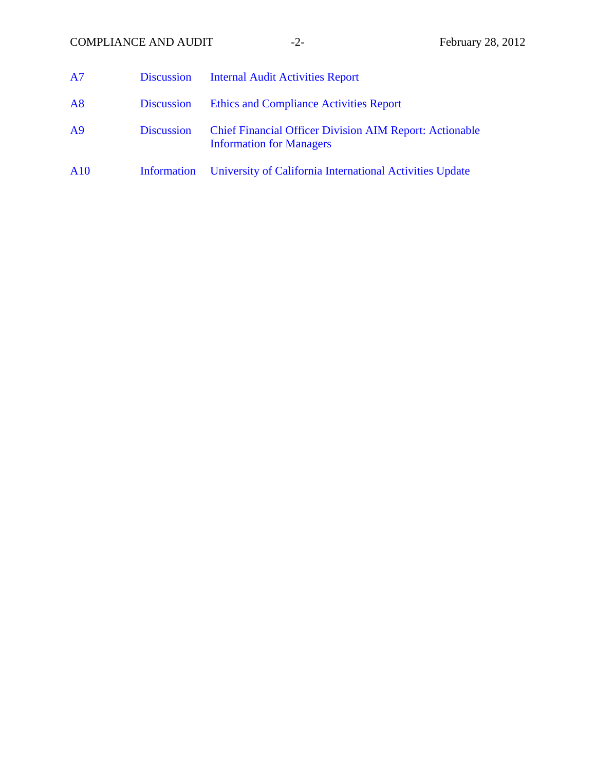| | | |
|---|---|---|
| A7 | Discussion | Internal Audit Activities Report |
| A8 | Discussion | Ethics and Compliance Activities Report |
| A9 | Discussion | Chief Financial Officer Division AIM Report: Actionable Information for Managers |
| A10 | Information | University of California International Activities Update |